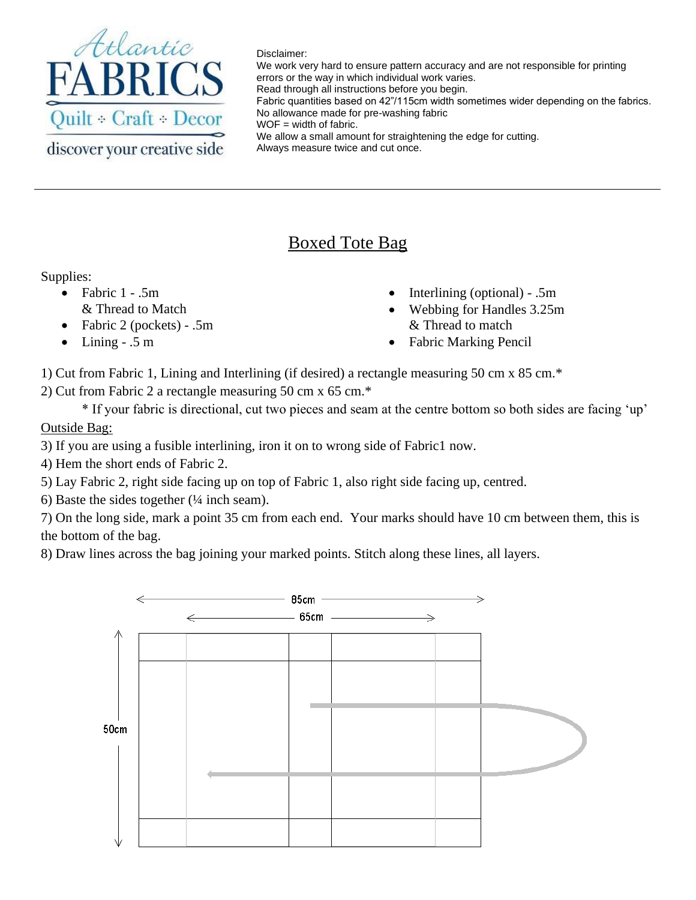Atlantic FABRICS
Quilt ✣ Craft ✣ Decor
discover your creative side

Disclaimer:
We work very hard to ensure pattern accuracy and are not responsible for printing errors or the way in which individual work varies.
Read through all instructions before you begin.
Fabric quantities based on 42"/115cm width sometimes wider depending on the fabrics.
No allowance made for pre-washing fabric
WOF = width of fabric.
We allow a small amount for straightening the edge for cutting.
Always measure twice and cut once.

---

# Boxed Tote Bag

Supplies:

- Fabric 1 - .5m
  & Thread to Match
- Fabric 2 (pockets) - .5m
- Lining - .5 m
- Interlining (optional) - .5m
- Webbing for Handles 3.25m
  & Thread to match
- Fabric Marking Pencil

1) Cut from Fabric 1, Lining and Interlining (if desired) a rectangle measuring 50 cm x 85 cm.*
2) Cut from Fabric 2 a rectangle measuring 50 cm x 65 cm.*

   * If your fabric is directional, cut two pieces and seam at the centre bottom so both sides are facing 'up'

Outside Bag:

3) If you are using a fusible interlining, iron it on to wrong side of Fabric1 now.
4) Hem the short ends of Fabric 2.
5) Lay Fabric 2, right side facing up on top of Fabric 1, also right side facing up, centred.
6) Baste the sides together (¼ inch seam).
7) On the long side, mark a point 35 cm from each end. Your marks should have 10 cm between them, this is the bottom of the bag.
8) Draw lines across the bag joining your marked points. Stitch along these lines, all layers.

85cm
65cm
50cm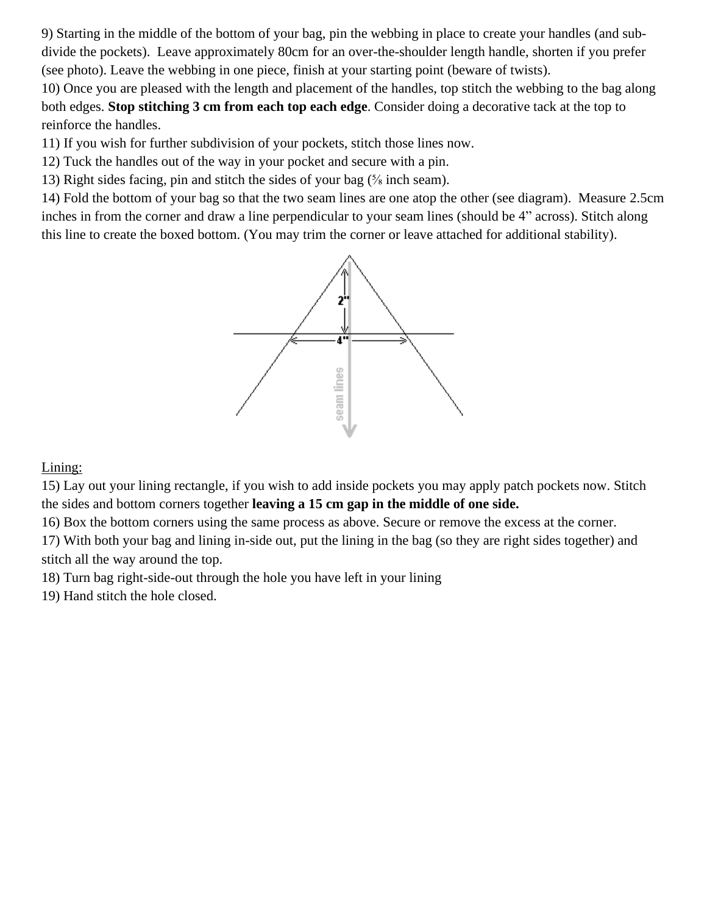9) Starting in the middle of the bottom of your bag, pin the webbing in place to create your handles (and sub-divide the pockets). Leave approximately 80cm for an over-the-shoulder length handle, shorten if you prefer (see photo). Leave the webbing in one piece, finish at your starting point (beware of twists).

10) Once you are pleased with the length and placement of the handles, top stitch the webbing to the bag along both edges. **Stop stitching 3 cm from each top each edge**. Consider doing a decorative tack at the top to reinforce the handles.

11) If you wish for further subdivision of your pockets, stitch those lines now.

12) Tuck the handles out of the way in your pocket and secure with a pin.

13) Right sides facing, pin and stitch the sides of your bag (⅝ inch seam).

14) Fold the bottom of your bag so that the two seam lines are one atop the other (see diagram). Measure 2.5cm inches in from the corner and draw a line perpendicular to your seam lines (should be 4" across). Stitch along this line to create the boxed bottom. (You may trim the corner or leave attached for additional stability).

2"

4"

seam lines

Lining:

15) Lay out your lining rectangle, if you wish to add inside pockets you may apply patch pockets now. Stitch the sides and bottom corners together **leaving a 15 cm gap in the middle of one side.**

16) Box the bottom corners using the same process as above. Secure or remove the excess at the corner.

17) With both your bag and lining in-side out, put the lining in the bag (so they are right sides together) and stitch all the way around the top.

18) Turn bag right-side-out through the hole you have left in your lining

19) Hand stitch the hole closed.